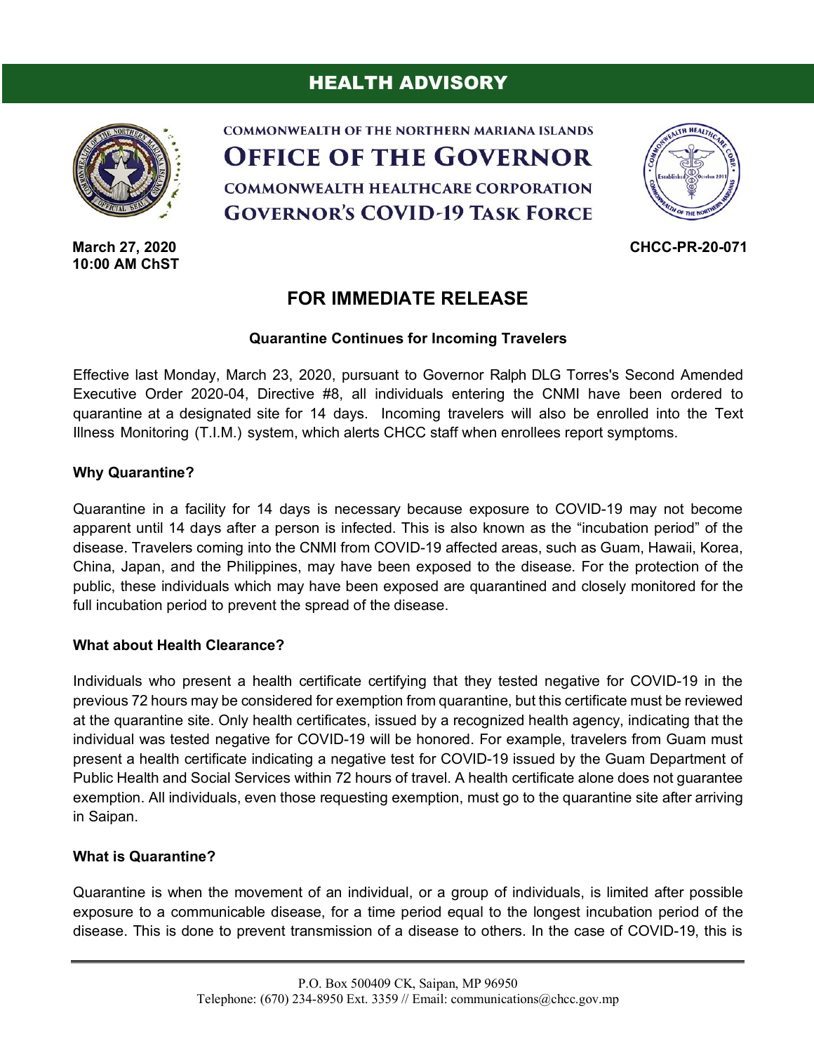# HEALTH ADVISORY

COMMONWEALTH OF THE NORTHERN MARIANA ISLANDS

**OFFICE OF THE GOVERNOR**

COMMONWEALTH HEALTHCARE CORPORATION

**GOVERNOR'S COVID-19 TASK FORCE**

**March 27, 2020**
**10:00 AM ChST**

**CHCC-PR-20-071**

## FOR IMMEDIATE RELEASE

### Quarantine Continues for Incoming Travelers

Effective last Monday, March 23, 2020, pursuant to Governor Ralph DLG Torres's Second Amended Executive Order 2020-04, Directive #8, all individuals entering the CNMI have been ordered to quarantine at a designated site for 14 days. Incoming travelers will also be enrolled into the Text Illness Monitoring (T.I.M.) system, which alerts CHCC staff when enrollees report symptoms.

**Why Quarantine?**

Quarantine in a facility for 14 days is necessary because exposure to COVID-19 may not become apparent until 14 days after a person is infected. This is also known as the "incubation period" of the disease. Travelers coming into the CNMI from COVID-19 affected areas, such as Guam, Hawaii, Korea, China, Japan, and the Philippines, may have been exposed to the disease. For the protection of the public, these individuals which may have been exposed are quarantined and closely monitored for the full incubation period to prevent the spread of the disease.

**What about Health Clearance?**

Individuals who present a health certificate certifying that they tested negative for COVID-19 in the previous 72 hours may be considered for exemption from quarantine, but this certificate must be reviewed at the quarantine site. Only health certificates, issued by a recognized health agency, indicating that the individual was tested negative for COVID-19 will be honored. For example, travelers from Guam must present a health certificate indicating a negative test for COVID-19 issued by the Guam Department of Public Health and Social Services within 72 hours of travel. A health certificate alone does not guarantee exemption. All individuals, even those requesting exemption, must go to the quarantine site after arriving in Saipan.

**What is Quarantine?**

Quarantine is when the movement of an individual, or a group of individuals, is limited after possible exposure to a communicable disease, for a time period equal to the longest incubation period of the disease. This is done to prevent transmission of a disease to others. In the case of COVID-19, this is

P.O. Box 500409 CK, Saipan, MP 96950
Telephone: (670) 234-8950 Ext. 3359 // Email: communications@chcc.gov.mp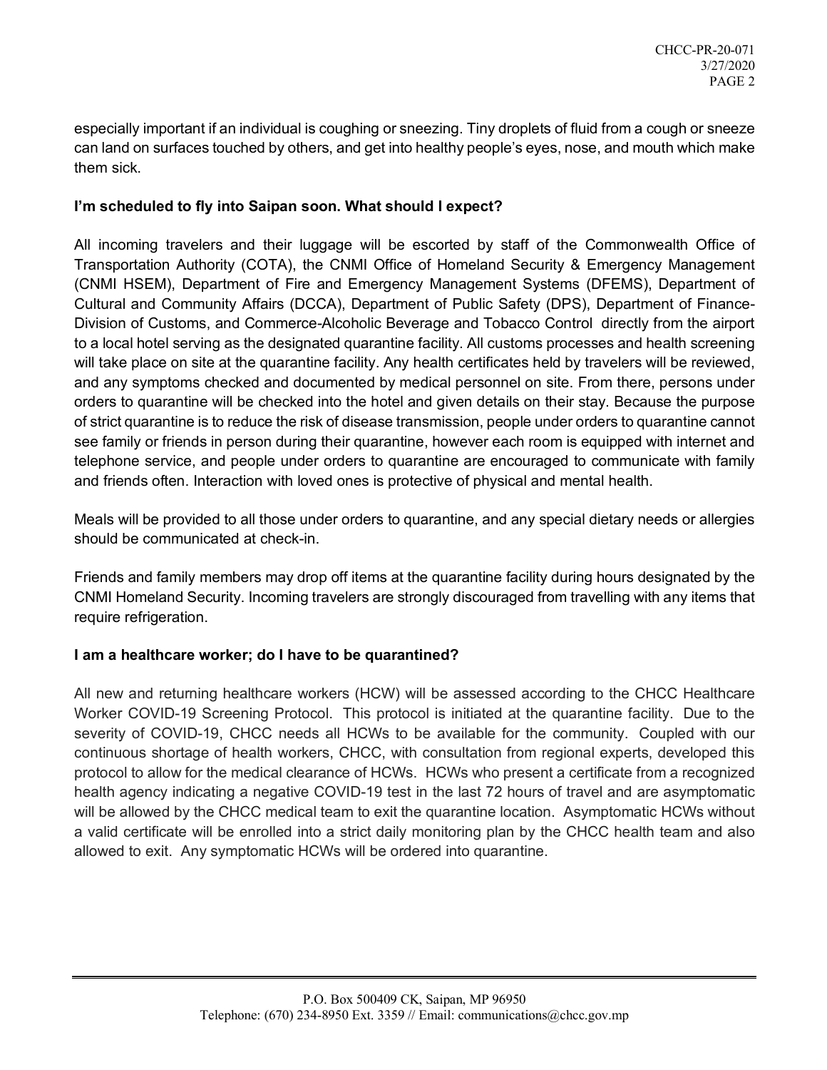especially important if an individual is coughing or sneezing. Tiny droplets of fluid from a cough or sneeze can land on surfaces touched by others, and get into healthy people's eyes, nose, and mouth which make them sick.

**I'm scheduled to fly into Saipan soon. What should I expect?**

All incoming travelers and their luggage will be escorted by staff of the Commonwealth Office of Transportation Authority (COTA), the CNMI Office of Homeland Security & Emergency Management (CNMI HSEM), Department of Fire and Emergency Management Systems (DFEMS), Department of Cultural and Community Affairs (DCCA), Department of Public Safety (DPS), Department of Finance-Division of Customs, and Commerce-Alcoholic Beverage and Tobacco Control directly from the airport to a local hotel serving as the designated quarantine facility. All customs processes and health screening will take place on site at the quarantine facility. Any health certificates held by travelers will be reviewed, and any symptoms checked and documented by medical personnel on site. From there, persons under orders to quarantine will be checked into the hotel and given details on their stay. Because the purpose of strict quarantine is to reduce the risk of disease transmission, people under orders to quarantine cannot see family or friends in person during their quarantine, however each room is equipped with internet and telephone service, and people under orders to quarantine are encouraged to communicate with family and friends often. Interaction with loved ones is protective of physical and mental health.

Meals will be provided to all those under orders to quarantine, and any special dietary needs or allergies should be communicated at check-in.

Friends and family members may drop off items at the quarantine facility during hours designated by the CNMI Homeland Security. Incoming travelers are strongly discouraged from travelling with any items that require refrigeration.

**I am a healthcare worker; do I have to be quarantined?**

All new and returning healthcare workers (HCW) will be assessed according to the CHCC Healthcare Worker COVID-19 Screening Protocol. This protocol is initiated at the quarantine facility. Due to the severity of COVID-19, CHCC needs all HCWs to be available for the community. Coupled with our continuous shortage of health workers, CHCC, with consultation from regional experts, developed this protocol to allow for the medical clearance of HCWs. HCWs who present a certificate from a recognized health agency indicating a negative COVID-19 test in the last 72 hours of travel and are asymptomatic will be allowed by the CHCC medical team to exit the quarantine location. Asymptomatic HCWs without a valid certificate will be enrolled into a strict daily monitoring plan by the CHCC health team and also allowed to exit. Any symptomatic HCWs will be ordered into quarantine.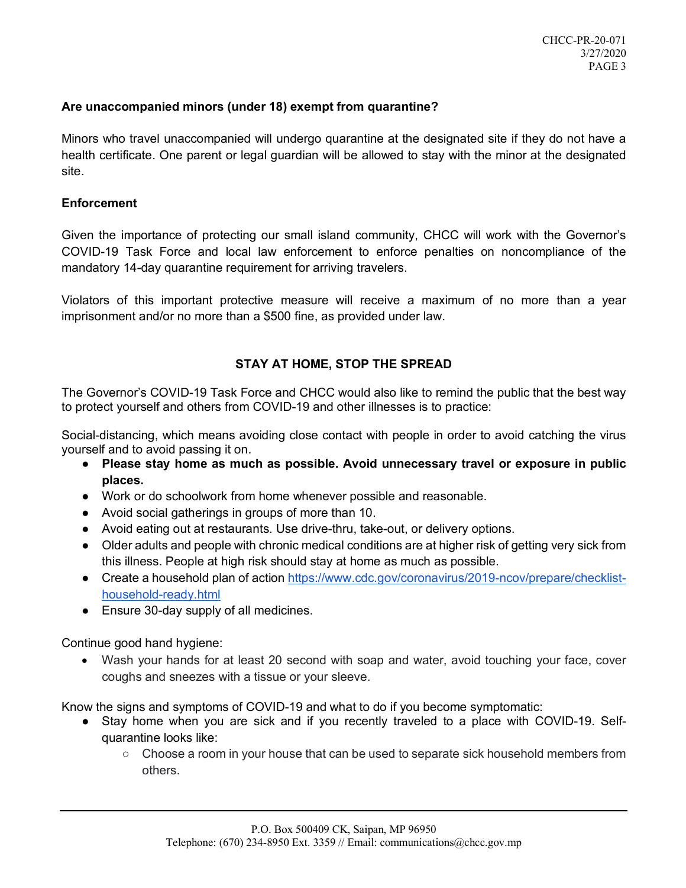**Are unaccompanied minors (under 18) exempt from quarantine?**

Minors who travel unaccompanied will undergo quarantine at the designated site if they do not have a health certificate. One parent or legal guardian will be allowed to stay with the minor at the designated site.

**Enforcement**

Given the importance of protecting our small island community, CHCC will work with the Governor's COVID-19 Task Force and local law enforcement to enforce penalties on noncompliance of the mandatory 14-day quarantine requirement for arriving travelers.

Violators of this important protective measure will receive a maximum of no more than a year imprisonment and/or no more than a $500 fine, as provided under law.

## STAY AT HOME, STOP THE SPREAD

The Governor's COVID-19 Task Force and CHCC would also like to remind the public that the best way to protect yourself and others from COVID-19 and other illnesses is to practice:

Social-distancing, which means avoiding close contact with people in order to avoid catching the virus yourself and to avoid passing it on.

- **Please stay home as much as possible. Avoid unnecessary travel or exposure in public places.**
- Work or do schoolwork from home whenever possible and reasonable.
- Avoid social gatherings in groups of more than 10.
- Avoid eating out at restaurants. Use drive-thru, take-out, or delivery options.
- Older adults and people with chronic medical conditions are at higher risk of getting very sick from this illness. People at high risk should stay at home as much as possible.
- Create a household plan of action https://www.cdc.gov/coronavirus/2019-ncov/prepare/checklist-household-ready.html
- Ensure 30-day supply of all medicines.

Continue good hand hygiene:

- Wash your hands for at least 20 second with soap and water, avoid touching your face, cover coughs and sneezes with a tissue or your sleeve.

Know the signs and symptoms of COVID-19 and what to do if you become symptomatic:

- Stay home when you are sick and if you recently traveled to a place with COVID-19. Self-quarantine looks like:
  - Choose a room in your house that can be used to separate sick household members from others.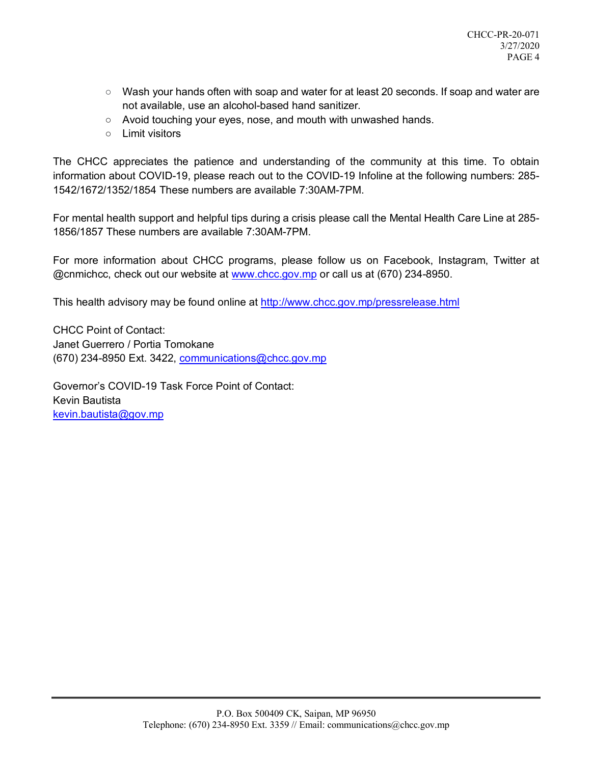- Wash your hands often with soap and water for at least 20 seconds. If soap and water are not available, use an alcohol-based hand sanitizer.
- Avoid touching your eyes, nose, and mouth with unwashed hands.
- Limit visitors

The CHCC appreciates the patience and understanding of the community at this time. To obtain information about COVID-19, please reach out to the COVID-19 Infoline at the following numbers: 285-1542/1672/1352/1854 These numbers are available 7:30AM-7PM.

For mental health support and helpful tips during a crisis please call the Mental Health Care Line at 285-1856/1857 These numbers are available 7:30AM-7PM.

For more information about CHCC programs, please follow us on Facebook, Instagram, Twitter at @cnmichcc, check out our website at www.chcc.gov.mp or call us at (670) 234-8950.

This health advisory may be found online at http://www.chcc.gov.mp/pressrelease.html

CHCC Point of Contact:
Janet Guerrero / Portia Tomokane
(670) 234-8950 Ext. 3422, communications@chcc.gov.mp

Governor's COVID-19 Task Force Point of Contact:
Kevin Bautista
kevin.bautista@gov.mp